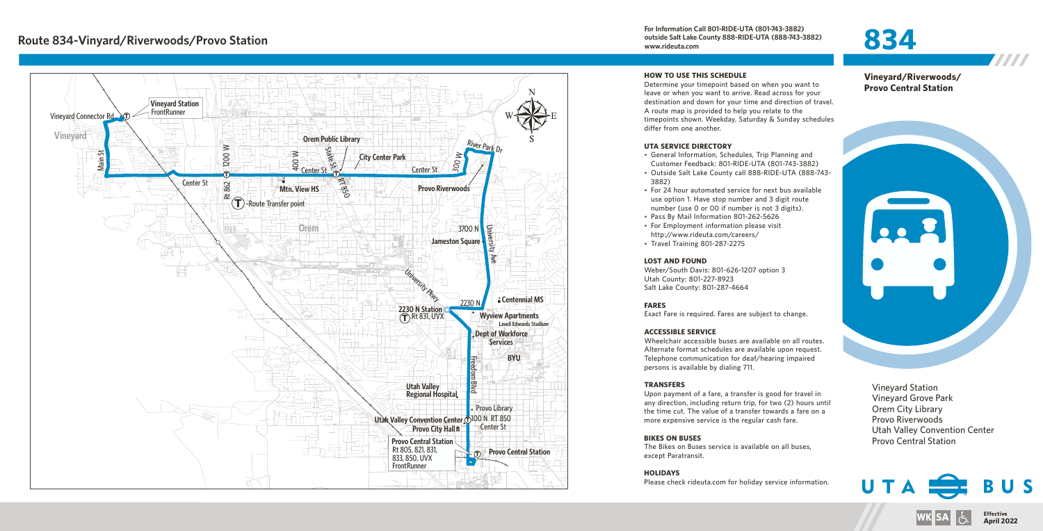# Route 834-Vinyard/Riverwoods/Provo Station

For Information Call 801-RIDE-UTA (801-743-3882)
outside Salt Lake County 888-RIDE-UTA (888-743-3882)
www.rideuta.com

**834**

Vineyard Station FrontRunner
Vineyard Connector Rd
Vineyard
Main St
Orem Public Library
1200 W
400 W
State St
City Center Park
River Park Dr
300 W
Center St
Center St
RT 850
Center St
Rt 862
Mtn. View HS
Provo Riverwoods
T -Route Transfer point
Orem
3700 N
University Ave
Jameston Square
University Pkwy
2230 N
Centennial MS
2230 N Station
Rt 831, UVX
Wyview Apartments
Lavell Edwards Stadium
Dept of Workforce Services
BYU
Freedom Blvd
Utah Valley Regional Hospital
Provo Library
Utah Valley Convention Center
100 N RT 850
Center St
Provo City Hall
Provo Central Station
Rt 805, 821, 831, 833, 850, UVX
FrontRunner
Provo Central Station

## HOW TO USE THIS SCHEDULE

Determine your timepoint based on when you want to leave or when you want to arrive. Read across for your destination and down for your time and direction of travel. A route map is provided to help you relate to the timepoints shown. Weekday, Saturday & Sunday schedules differ from one another.

## UTA SERVICE DIRECTORY

- General Information, Schedules, Trip Planning and Customer Feedback: 801-RIDE-UTA (801-743-3882)
- Outside Salt Lake County call 888-RIDE-UTA (888-743-3882)
- For 24 hour automated service for next bus available use option 1. Have stop number and 3 digit route number (use 0 or 00 if number is not 3 digits).
- Pass By Mail Information 801-262-5626
- For Employment information please visit http://www.rideuta.com/careers/
- Travel Training 801-287-2275

## LOST AND FOUND

Weber/South Davis: 801-626-1207 option 3
Utah County: 801-227-8923
Salt Lake County: 801-287-4664

## FARES

Exact Fare is required. Fares are subject to change.

## ACCESSIBLE SERVICE

Wheelchair accessible buses are available on all routes. Alternate format schedules are available upon request. Telephone communication for deaf/hearing impaired persons is available by dialing 711.

## TRANSFERS

Upon payment of a fare, a transfer is good for travel in any direction, including return trip, for two (2) hours until the time cut. The value of a transfer towards a fare on a more expensive service is the regular cash fare.

## BIKES ON BUSES

The Bikes on Buses service is available on all buses, except Paratransit.

## HOLIDAYS

Please check rideuta.com for holiday service information.

## Vineyard/Riverwoods/ Provo Central Station

Vineyard Station
Vineyard Grove Park
Orem City Library
Provo Riverwoods
Utah Valley Convention Center
Provo Central Station

UTA BUS

WK SA

Effective April 2022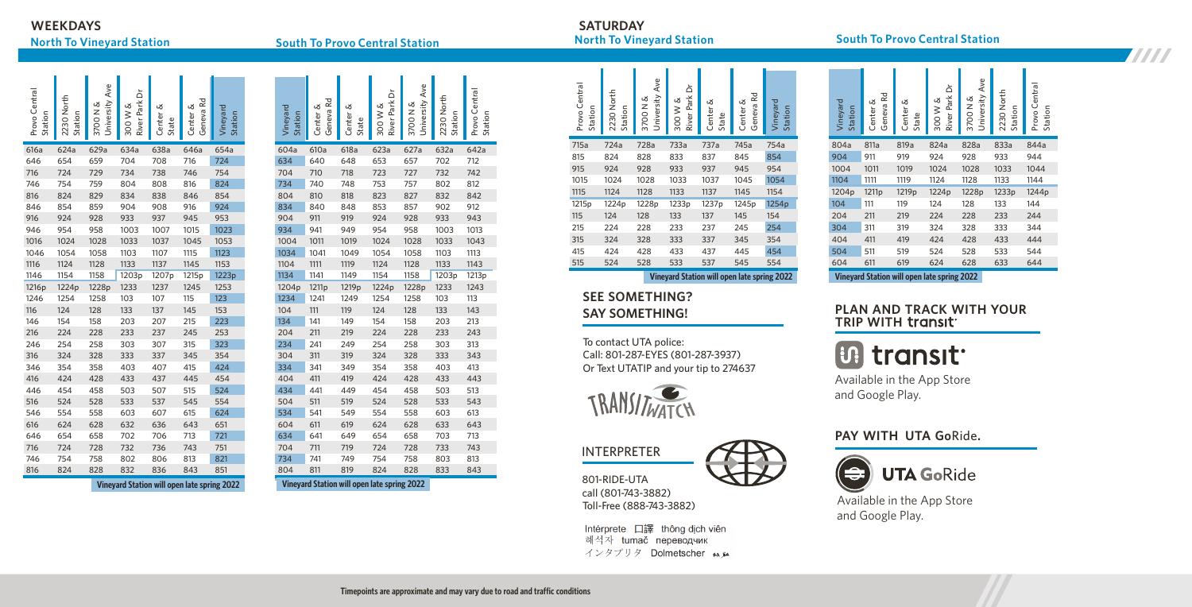## WEEKDAYS

### North To Vineyard Station

| Provo Central Station | 2230 North Station | 3700 N & University Ave | 300 W & River Park Dr | Center & State | Center & Geneva Rd | Vineyard Station |
|---|---|---|---|---|---|---|
| 616a | 624a | 629a | 634a | 638a | 646a | 654a |
| 646 | 654 | 659 | 704 | 708 | 716 | 724 |
| 716 | 724 | 729 | 734 | 738 | 746 | 754 |
| 746 | 754 | 759 | 804 | 808 | 816 | 824 |
| 816 | 824 | 829 | 834 | 838 | 846 | 854 |
| 846 | 854 | 859 | 904 | 908 | 916 | 924 |
| 916 | 924 | 928 | 933 | 937 | 945 | 953 |
| 946 | 954 | 958 | 1003 | 1007 | 1015 | 1023 |
| 1016 | 1024 | 1028 | 1033 | 1037 | 1045 | 1053 |
| 1046 | 1054 | 1058 | 1103 | 1107 | 1115 | 1123 |
| 1116 | 1124 | 1128 | 1133 | 1137 | 1145 | 1153 |
| 1146 | 1154 | 1158 | 1203p | 1207p | 1215p | 1223p |
| 1216p | 1224p | 1228p | 1233 | 1237 | 1245 | 1253 |
| 1246 | 1254 | 1258 | 103 | 107 | 115 | 123 |
| 116 | 124 | 128 | 133 | 137 | 145 | 153 |
| 146 | 154 | 158 | 203 | 207 | 215 | 223 |
| 216 | 224 | 228 | 233 | 237 | 245 | 253 |
| 246 | 254 | 258 | 303 | 307 | 315 | 323 |
| 316 | 324 | 328 | 333 | 337 | 345 | 354 |
| 346 | 354 | 358 | 403 | 407 | 415 | 424 |
| 416 | 424 | 428 | 433 | 437 | 445 | 454 |
| 446 | 454 | 458 | 503 | 507 | 515 | 524 |
| 516 | 524 | 528 | 533 | 537 | 545 | 554 |
| 546 | 554 | 558 | 603 | 607 | 615 | 624 |
| 616 | 624 | 628 | 632 | 636 | 643 | 651 |
| 646 | 654 | 658 | 702 | 706 | 713 | 721 |
| 716 | 724 | 728 | 732 | 736 | 743 | 751 |
| 746 | 754 | 758 | 802 | 806 | 813 | 821 |
| 816 | 824 | 828 | 832 | 836 | 843 | 851 |

**Vineyard Station will open late spring 2022**

### South To Provo Central Station

| Vineyard Station | Center & Geneva Rd | Center & State | 300 W & River Park Dr | 3700 N & University Ave | 2230 North Station | Provo Central Station |
|---|---|---|---|---|---|---|
| 604a | 610a | 618a | 623a | 627a | 632a | 642a |
| 634 | 640 | 648 | 653 | 657 | 702 | 712 |
| 704 | 710 | 718 | 723 | 727 | 732 | 742 |
| 734 | 740 | 748 | 753 | 757 | 802 | 812 |
| 804 | 810 | 818 | 823 | 827 | 832 | 842 |
| 834 | 840 | 848 | 853 | 857 | 902 | 912 |
| 904 | 911 | 919 | 924 | 928 | 933 | 943 |
| 934 | 941 | 949 | 954 | 958 | 1003 | 1013 |
| 1004 | 1011 | 1019 | 1024 | 1028 | 1033 | 1043 |
| 1034 | 1041 | 1049 | 1054 | 1058 | 1103 | 1113 |
| 1104 | 1111 | 1119 | 1124 | 1128 | 1133 | 1143 |
| 1134 | 1141 | 1149 | 1154 | 1158 | 1203p | 1213p |
| 1204p | 1211p | 1219p | 1224p | 1228p | 1233 | 1243 |
| 1234 | 1241 | 1249 | 1254 | 1258 | 103 | 113 |
| 104 | 111 | 119 | 124 | 128 | 133 | 143 |
| 134 | 141 | 149 | 154 | 158 | 203 | 213 |
| 204 | 211 | 219 | 224 | 228 | 233 | 243 |
| 234 | 241 | 249 | 254 | 258 | 303 | 313 |
| 304 | 311 | 319 | 324 | 328 | 333 | 343 |
| 334 | 341 | 349 | 354 | 358 | 403 | 413 |
| 404 | 411 | 419 | 424 | 428 | 433 | 443 |
| 434 | 441 | 449 | 454 | 458 | 503 | 513 |
| 504 | 511 | 519 | 524 | 528 | 533 | 543 |
| 534 | 541 | 549 | 554 | 558 | 603 | 613 |
| 604 | 611 | 619 | 624 | 628 | 633 | 643 |
| 634 | 641 | 649 | 654 | 658 | 703 | 713 |
| 704 | 711 | 719 | 724 | 728 | 733 | 743 |
| 734 | 741 | 749 | 754 | 758 | 803 | 813 |
| 804 | 811 | 819 | 824 | 828 | 833 | 843 |

**Vineyard Station will open late spring 2022**

## SATURDAY

### North To Vineyard Station

| Provo Central Station | 2230 North Station | 3700 N & University Ave | 300 W & River Park Dr | Center & State | Center & Geneva Rd | Vineyard Station |
|---|---|---|---|---|---|---|
| 715a | 724a | 728a | 733a | 737a | 745a | 754a |
| 815 | 824 | 828 | 833 | 837 | 845 | 854 |
| 915 | 924 | 928 | 933 | 937 | 945 | 954 |
| 1015 | 1024 | 1028 | 1033 | 1037 | 1045 | 1054 |
| 1115 | 1124 | 1128 | 1133 | 1137 | 1145 | 1154 |
| 1215p | 1224p | 1228p | 1233p | 1237p | 1245p | 1254p |
| 115 | 124 | 128 | 133 | 137 | 145 | 154 |
| 215 | 224 | 228 | 233 | 237 | 245 | 254 |
| 315 | 324 | 328 | 333 | 337 | 345 | 354 |
| 415 | 424 | 428 | 433 | 437 | 445 | 454 |
| 515 | 524 | 528 | 533 | 537 | 545 | 554 |

**Vineyard Station will open late spring 2022**

### South To Provo Central Station

| Vineyard Station | Center & Geneva Rd | Center & State | 300 W & River Park Dr | 3700 N & University Ave | 2230 North Station | Provo Central Station |
|---|---|---|---|---|---|---|
| 804a | 811a | 819a | 824a | 828a | 833a | 844a |
| 904 | 911 | 919 | 924 | 928 | 933 | 944 |
| 1004 | 1011 | 1019 | 1024 | 1028 | 1033 | 1044 |
| 1104 | 1111 | 1119 | 1124 | 1128 | 1133 | 1144 |
| 1204p | 1211p | 1219p | 1224p | 1228p | 1233p | 1244p |
| 104 | 111 | 119 | 124 | 128 | 133 | 144 |
| 204 | 211 | 219 | 224 | 228 | 233 | 244 |
| 304 | 311 | 319 | 324 | 328 | 333 | 344 |
| 404 | 411 | 419 | 424 | 428 | 433 | 444 |
| 504 | 511 | 519 | 524 | 528 | 533 | 544 |
| 604 | 611 | 619 | 624 | 628 | 633 | 644 |

**Vineyard Station will open late spring 2022**

## SEE SOMETHING? SAY SOMETHING!

To contact UTA police:
Call: 801-287-EYES (801-287-3937)
Or Text UTATIP and your tip to 274637

TRANSITWATCH

## INTERPRETER

801-RIDE-UTA
call (801-743-3882)
Toll-Free (888-743-3882)

Intérprete 口譯 thông dịch viên
해석자 tumač переводчик
インタプリタ Dolmetscher

## PLAN AND TRACK WITH YOUR TRIP WITH transit

transit

Available in the App Store and Google Play.

## PAY WITH UTA GoRide.

UTA GoRide

Available in the App Store and Google Play.

Timepoints are approximate and may vary due to road and traffic conditions